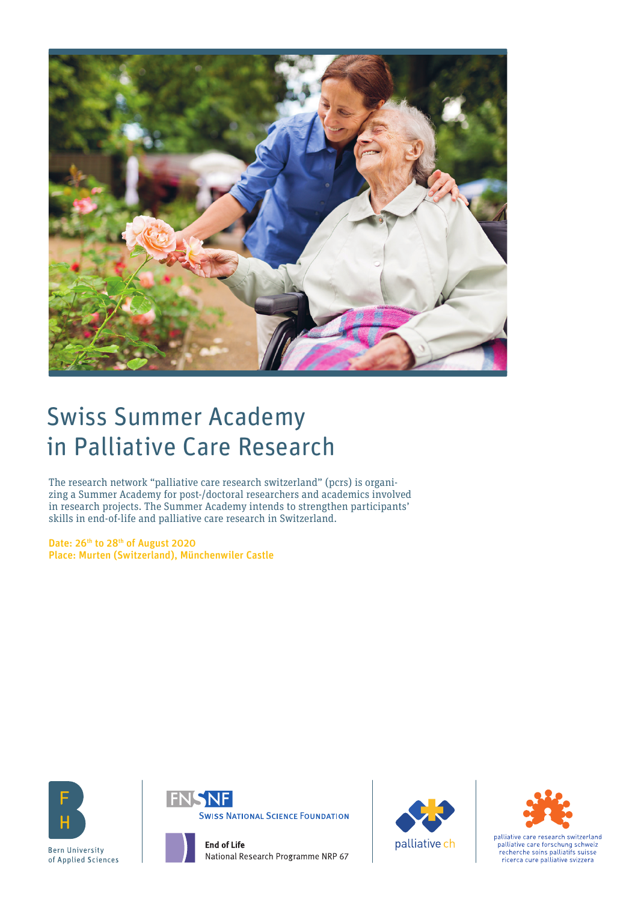# Swiss Summer Academy in Palliative Care Research

The research network "palliative care research switzerland" (pcrs) is organizing a Summer Academy for post-/doctoral researchers and academics involved in research projects. The Summer Academy intends to strengthen participants' skills in end-of-life and palliative care research in Switzerland.

**Date: 26th to 28th of August 2020**
**Place: Murten (Switzerland), Münchenwiler Castle**

Bern University of Applied Sciences

Swiss National Science Foundation

**End of Life**
National Research Programme NRP 67

palliative ch

palliative care research switzerland
palliative care forschung schweiz
recherche soins palliatifs suisse
ricerca cure palliative svizzera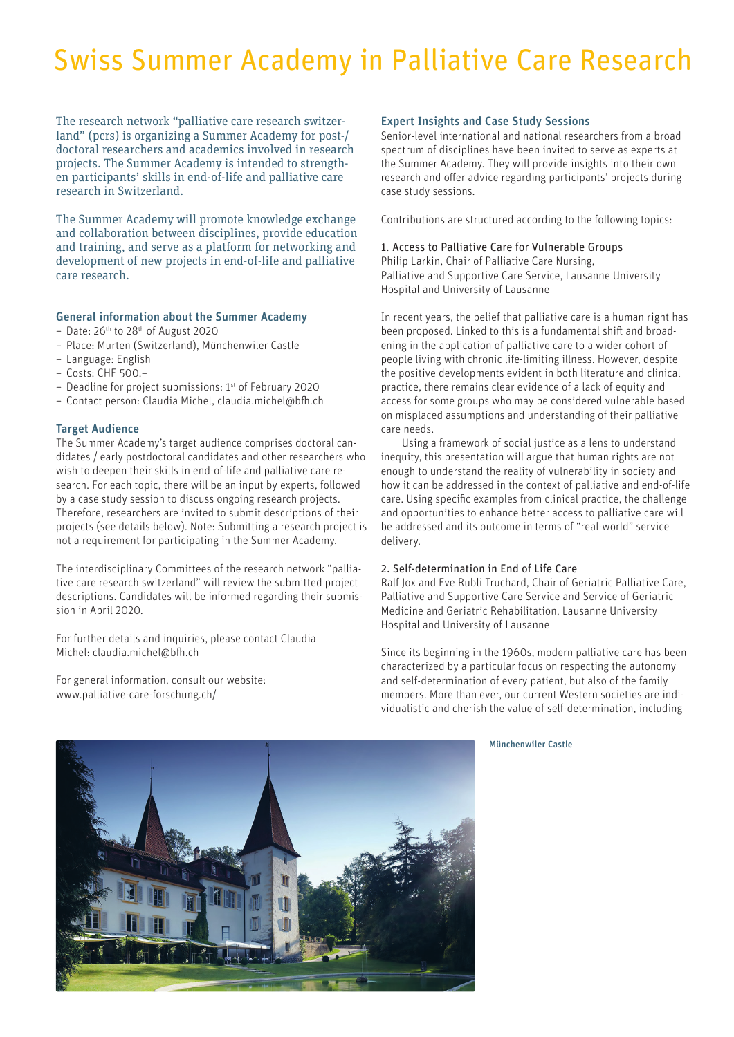# Swiss Summer Academy in Palliative Care Research

The research network "palliative care research switzerland" (pcrs) is organizing a Summer Academy for post-/doctoral researchers and academics involved in research projects. The Summer Academy is intended to strengthen participants' skills in end-of-life and palliative care research in Switzerland.

The Summer Academy will promote knowledge exchange and collaboration between disciplines, provide education and training, and serve as a platform for networking and development of new projects in end-of-life and palliative care research.

### General information about the Summer Academy

- Date: 26th to 28th of August 2020
- Place: Murten (Switzerland), Münchenwiler Castle
- Language: English
- Costs: CHF 500.–
- Deadline for project submissions: 1st of February 2020
- Contact person: Claudia Michel, claudia.michel@bfh.ch

### Target Audience

The Summer Academy's target audience comprises doctoral candidates / early postdoctoral candidates and other researchers who wish to deepen their skills in end-of-life and palliative care research. For each topic, there will be an input by experts, followed by a case study session to discuss ongoing research projects. Therefore, researchers are invited to submit descriptions of their projects (see details below). Note: Submitting a research project is not a requirement for participating in the Summer Academy.

The interdisciplinary Committees of the research network "palliative care research switzerland" will review the submitted project descriptions. Candidates will be informed regarding their submission in April 2020.

For further details and inquiries, please contact Claudia Michel: claudia.michel@bfh.ch

For general information, consult our website: www.palliative-care-forschung.ch/

### Expert Insights and Case Study Sessions

Senior-level international and national researchers from a broad spectrum of disciplines have been invited to serve as experts at the Summer Academy. They will provide insights into their own research and offer advice regarding participants' projects during case study sessions.

Contributions are structured according to the following topics:

#### 1. Access to Palliative Care for Vulnerable Groups

Philip Larkin, Chair of Palliative Care Nursing, Palliative and Supportive Care Service, Lausanne University Hospital and University of Lausanne

In recent years, the belief that palliative care is a human right has been proposed. Linked to this is a fundamental shift and broadening in the application of palliative care to a wider cohort of people living with chronic life-limiting illness. However, despite the positive developments evident in both literature and clinical practice, there remains clear evidence of a lack of equity and access for some groups who may be considered vulnerable based on misplaced assumptions and understanding of their palliative care needs.

Using a framework of social justice as a lens to understand inequity, this presentation will argue that human rights are not enough to understand the reality of vulnerability in society and how it can be addressed in the context of palliative and end-of-life care. Using specific examples from clinical practice, the challenge and opportunities to enhance better access to palliative care will be addressed and its outcome in terms of "real-world" service delivery.

#### 2. Self-determination in End of Life Care

Ralf Jox and Eve Rubli Truchard, Chair of Geriatric Palliative Care, Palliative and Supportive Care Service and Service of Geriatric Medicine and Geriatric Rehabilitation, Lausanne University Hospital and University of Lausanne

Since its beginning in the 1960s, modern palliative care has been characterized by a particular focus on respecting the autonomy and self-determination of every patient, but also of the family members. More than ever, our current Western societies are individualistic and cherish the value of self-determination, including

Münchenwiler Castle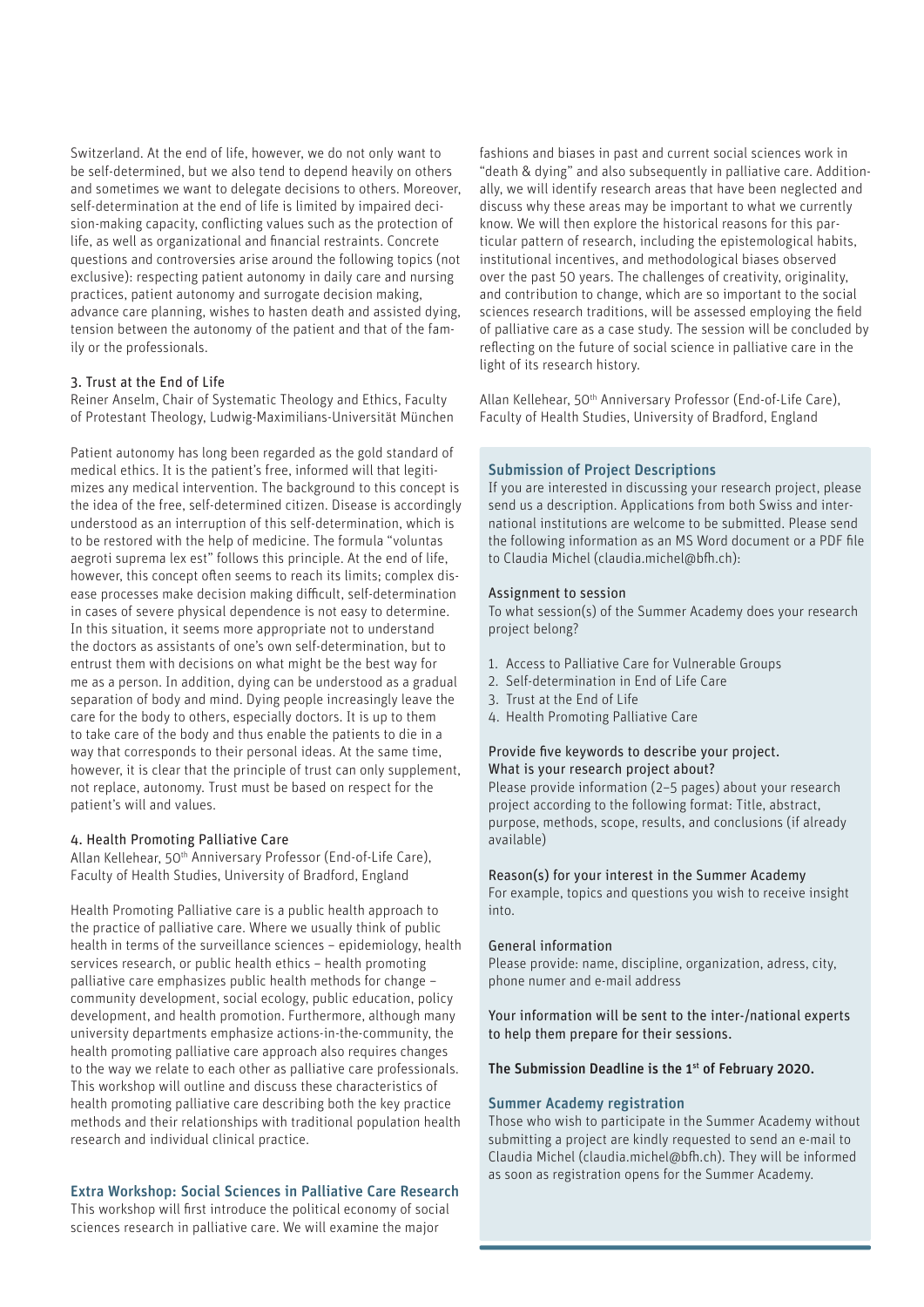Switzerland. At the end of life, however, we do not only want to be self-determined, but we also tend to depend heavily on others and sometimes we want to delegate decisions to others. Moreover, self-determination at the end of life is limited by impaired decision-making capacity, conflicting values such as the protection of life, as well as organizational and financial restraints. Concrete questions and controversies arise around the following topics (not exclusive): respecting patient autonomy in daily care and nursing practices, patient autonomy and surrogate decision making, advance care planning, wishes to hasten death and assisted dying, tension between the autonomy of the patient and that of the family or the professionals.

### 3. Trust at the End of Life

Reiner Anselm, Chair of Systematic Theology and Ethics, Faculty of Protestant Theology, Ludwig-Maximilians-Universität München

Patient autonomy has long been regarded as the gold standard of medical ethics. It is the patient's free, informed will that legitimizes any medical intervention. The background to this concept is the idea of the free, self-determined citizen. Disease is accordingly understood as an interruption of this self-determination, which is to be restored with the help of medicine. The formula "voluntas aegroti suprema lex est" follows this principle. At the end of life, however, this concept often seems to reach its limits; complex disease processes make decision making difficult, self-determination in cases of severe physical dependence is not easy to determine. In this situation, it seems more appropriate not to understand the doctors as assistants of one's own self-determination, but to entrust them with decisions on what might be the best way for me as a person. In addition, dying can be understood as a gradual separation of body and mind. Dying people increasingly leave the care for the body to others, especially doctors. It is up to them to take care of the body and thus enable the patients to die in a way that corresponds to their personal ideas. At the same time, however, it is clear that the principle of trust can only supplement, not replace, autonomy. Trust must be based on respect for the patient's will and values.

### 4. Health Promoting Palliative Care

Allan Kellehear, 50th Anniversary Professor (End-of-Life Care), Faculty of Health Studies, University of Bradford, England

Health Promoting Palliative care is a public health approach to the practice of palliative care. Where we usually think of public health in terms of the surveillance sciences – epidemiology, health services research, or public health ethics – health promoting palliative care emphasizes public health methods for change – community development, social ecology, public education, policy development, and health promotion. Furthermore, although many university departments emphasize actions-in-the-community, the health promoting palliative care approach also requires changes to the way we relate to each other as palliative care professionals. This workshop will outline and discuss these characteristics of health promoting palliative care describing both the key practice methods and their relationships with traditional population health research and individual clinical practice.

## Extra Workshop: Social Sciences in Palliative Care Research

This workshop will first introduce the political economy of social sciences research in palliative care. We will examine the major fashions and biases in past and current social sciences work in "death & dying" and also subsequently in palliative care. Additionally, we will identify research areas that have been neglected and discuss why these areas may be important to what we currently know. We will then explore the historical reasons for this particular pattern of research, including the epistemological habits, institutional incentives, and methodological biases observed over the past 50 years. The challenges of creativity, originality, and contribution to change, which are so important to the social sciences research traditions, will be assessed employing the field of palliative care as a case study. The session will be concluded by reflecting on the future of social science in palliative care in the light of its research history.

Allan Kellehear, 50th Anniversary Professor (End-of-Life Care), Faculty of Health Studies, University of Bradford, England

## Submission of Project Descriptions

If you are interested in discussing your research project, please send us a description. Applications from both Swiss and international institutions are welcome to be submitted. Please send the following information as an MS Word document or a PDF file to Claudia Michel (claudia.michel@bfh.ch):

### Assignment to session

To what session(s) of the Summer Academy does your research project belong?

1. Access to Palliative Care for Vulnerable Groups
2. Self-determination in End of Life Care
3. Trust at the End of Life
4. Health Promoting Palliative Care

### Provide five keywords to describe your project.

### What is your research project about?

Please provide information (2–5 pages) about your research project according to the following format: Title, abstract, purpose, methods, scope, results, and conclusions (if already available)

### Reason(s) for your interest in the Summer Academy

For example, topics and questions you wish to receive insight into.

### General information

Please provide: name, discipline, organization, adress, city, phone numer and e-mail address

Your information will be sent to the inter-/national experts to help them prepare for their sessions.

**The Submission Deadline is the 1st of February 2020.**

## Summer Academy registration

Those who wish to participate in the Summer Academy without submitting a project are kindly requested to send an e-mail to Claudia Michel (claudia.michel@bfh.ch). They will be informed as soon as registration opens for the Summer Academy.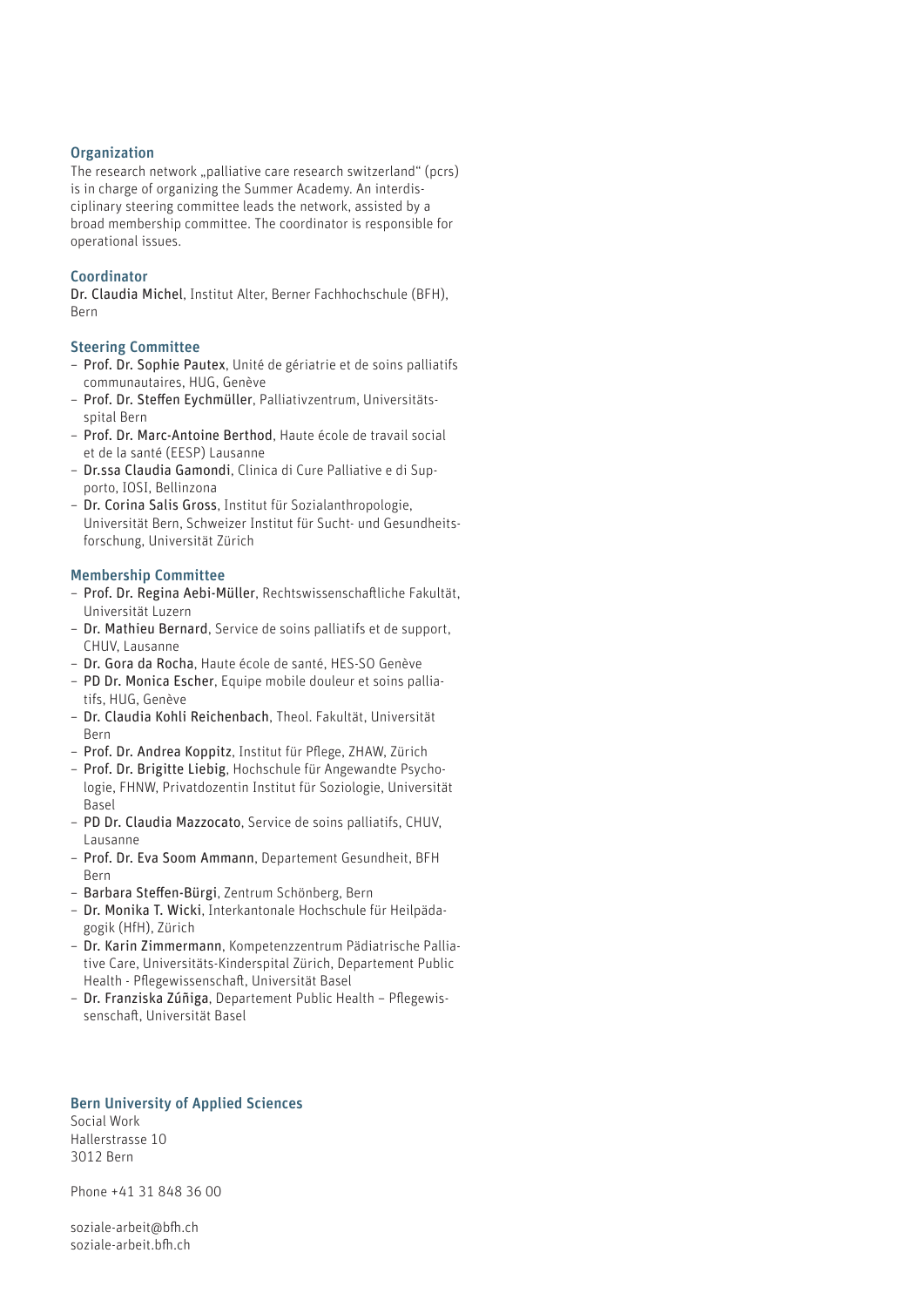## Organization

The research network „palliative care research switzerland" (pcrs) is in charge of organizing the Summer Academy. An interdisciplinary steering committee leads the network, assisted by a broad membership committee. The coordinator is responsible for operational issues.

## Coordinator

Dr. Claudia Michel, Institut Alter, Berner Fachhochschule (BFH), Bern

## Steering Committee

- Prof. Dr. Sophie Pautex, Unité de gériatrie et de soins palliatifs communautaires, HUG, Genève
- Prof. Dr. Steffen Eychmüller, Palliativzentrum, Universitätsspital Bern
- Prof. Dr. Marc-Antoine Berthod, Haute école de travail social et de la santé (EESP) Lausanne
- Dr.ssa Claudia Gamondi, Clinica di Cure Palliative e di Supporto, IOSI, Bellinzona
- Dr. Corina Salis Gross, Institut für Sozialanthropologie, Universität Bern, Schweizer Institut für Sucht- und Gesundheitsforschung, Universität Zürich

## Membership Committee

- Prof. Dr. Regina Aebi-Müller, Rechtswissenschaftliche Fakultät, Universität Luzern
- Dr. Mathieu Bernard, Service de soins palliatifs et de support, CHUV, Lausanne
- Dr. Gora da Rocha, Haute école de santé, HES-SO Genève
- PD Dr. Monica Escher, Equipe mobile douleur et soins palliatifs, HUG, Genève
- Dr. Claudia Kohli Reichenbach, Theol. Fakultät, Universität Bern
- Prof. Dr. Andrea Koppitz, Institut für Pflege, ZHAW, Zürich
- Prof. Dr. Brigitte Liebig, Hochschule für Angewandte Psychologie, FHNW, Privatdozentin Institut für Soziologie, Universität Basel
- PD Dr. Claudia Mazzocato, Service de soins palliatifs, CHUV, Lausanne
- Prof. Dr. Eva Soom Ammann, Departement Gesundheit, BFH Bern
- Barbara Steffen-Bürgi, Zentrum Schönberg, Bern
- Dr. Monika T. Wicki, Interkantonale Hochschule für Heilpädagogik (HfH), Zürich
- Dr. Karin Zimmermann, Kompetenzzentrum Pädiatrische Palliative Care, Universitäts-Kinderspital Zürich, Departement Public Health - Pflegewissenschaft, Universität Basel
- Dr. Franziska Zúñiga, Departement Public Health – Pflegewissenschaft, Universität Basel

## Bern University of Applied Sciences

Social Work
Hallerstrasse 10
3012 Bern

Phone +41 31 848 36 00

soziale-arbeit@bfh.ch
soziale-arbeit.bfh.ch